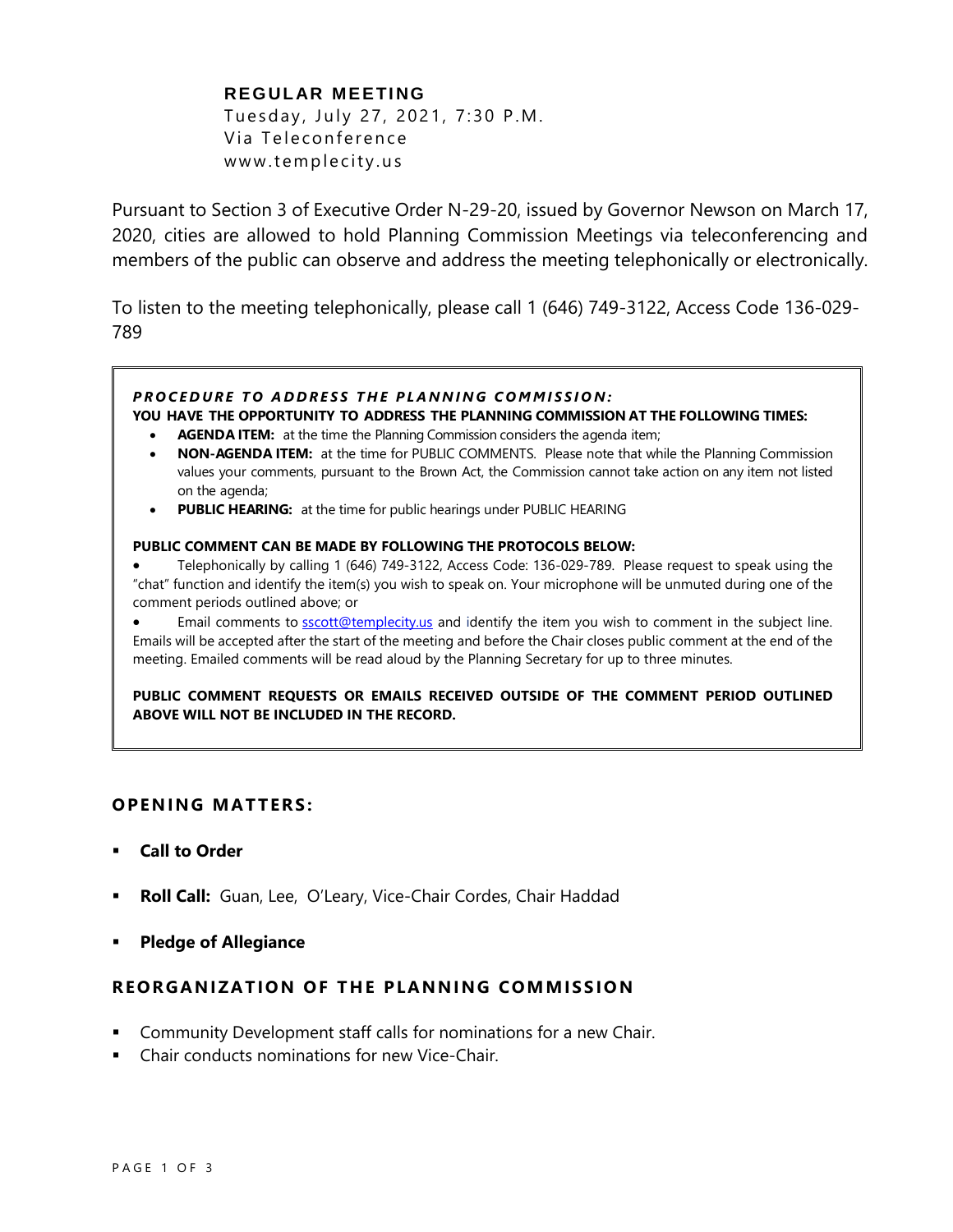**REGULAR MEETING**
Tuesday, July 27, 2021, 7:30 P.M.
Via Teleconference
www.templecity.us

Pursuant to Section 3 of Executive Order N-29-20, issued by Governor Newson on March 17, 2020, cities are allowed to hold Planning Commission Meetings via teleconferencing and members of the public can observe and address the meeting telephonically or electronically.

To listen to the meeting telephonically, please call 1 (646) 749-3122, Access Code 136-029-789

***PROCEDURE TO ADDRESS THE PLANNING COMMISSION:***
**YOU HAVE THE OPPORTUNITY TO ADDRESS THE PLANNING COMMISSION AT THE FOLLOWING TIMES:**

- **AGENDA ITEM:** at the time the Planning Commission considers the agenda item;
- **NON-AGENDA ITEM:** at the time for PUBLIC COMMENTS. Please note that while the Planning Commission values your comments, pursuant to the Brown Act, the Commission cannot take action on any item not listed on the agenda;
- **PUBLIC HEARING:** at the time for public hearings under PUBLIC HEARING

**PUBLIC COMMENT CAN BE MADE BY FOLLOWING THE PROTOCOLS BELOW:**

- Telephonically by calling 1 (646) 749-3122, Access Code: 136-029-789. Please request to speak using the "chat" function and identify the item(s) you wish to speak on. Your microphone will be unmuted during one of the comment periods outlined above; or
- Email comments to sscott@templecity.us and identify the item you wish to comment in the subject line. Emails will be accepted after the start of the meeting and before the Chair closes public comment at the end of the meeting. Emailed comments will be read aloud by the Planning Secretary for up to three minutes.

**PUBLIC COMMENT REQUESTS OR EMAILS RECEIVED OUTSIDE OF THE COMMENT PERIOD OUTLINED ABOVE WILL NOT BE INCLUDED IN THE RECORD.**

## OPENING MATTERS:

- **Call to Order**
- **Roll Call:** Guan, Lee, O'Leary, Vice-Chair Cordes, Chair Haddad
- **Pledge of Allegiance**

## REORGANIZATION OF THE PLANNING COMMISSION

- Community Development staff calls for nominations for a new Chair.
- Chair conducts nominations for new Vice-Chair.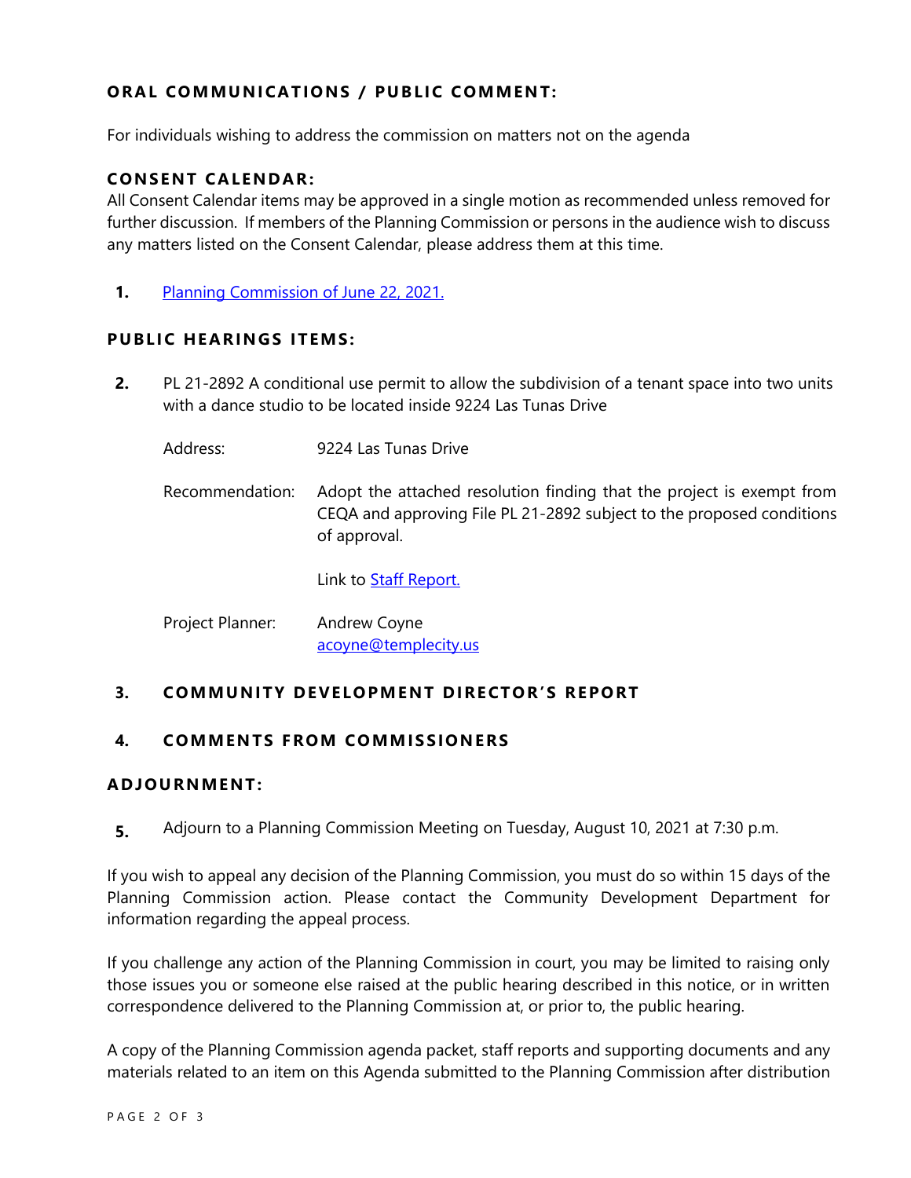## ORAL COMMUNICATIONS / PUBLIC COMMENT:

For individuals wishing to address the commission on matters not on the agenda

## CONSENT CALENDAR:

All Consent Calendar items may be approved in a single motion as recommended unless removed for further discussion. If members of the Planning Commission or persons in the audience wish to discuss any matters listed on the Consent Calendar, please address them at this time.

1. Planning Commission of June 22, 2021.

## PUBLIC HEARINGS ITEMS:

2. PL 21-2892 A conditional use permit to allow the subdivision of a tenant space into two units with a dance studio to be located inside 9224 Las Tunas Drive

   Address: 9224 Las Tunas Drive

   Recommendation: Adopt the attached resolution finding that the project is exempt from CEQA and approving File PL 21-2892 subject to the proposed conditions of approval.

   Link to Staff Report.

   Project Planner: Andrew Coyne
   acoyne@templecity.us

3. **COMMUNITY DEVELOPMENT DIRECTOR'S REPORT**

4. **COMMENTS FROM COMMISSIONERS**

## ADJOURNMENT:

5. Adjourn to a Planning Commission Meeting on Tuesday, August 10, 2021 at 7:30 p.m.

If you wish to appeal any decision of the Planning Commission, you must do so within 15 days of the Planning Commission action. Please contact the Community Development Department for information regarding the appeal process.

If you challenge any action of the Planning Commission in court, you may be limited to raising only those issues you or someone else raised at the public hearing described in this notice, or in written correspondence delivered to the Planning Commission at, or prior to, the public hearing.

A copy of the Planning Commission agenda packet, staff reports and supporting documents and any materials related to an item on this Agenda submitted to the Planning Commission after distribution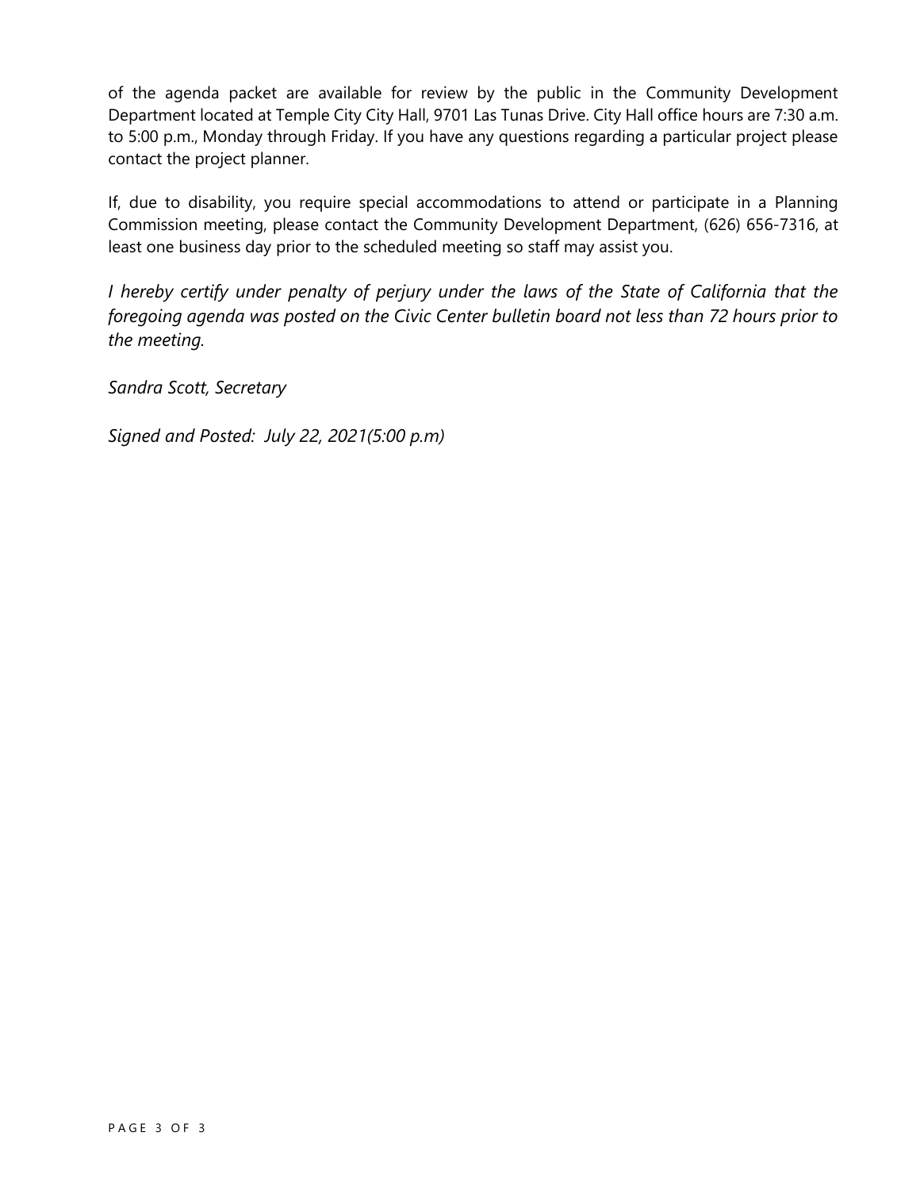of the agenda packet are available for review by the public in the Community Development Department located at Temple City City Hall, 9701 Las Tunas Drive. City Hall office hours are 7:30 a.m. to 5:00 p.m., Monday through Friday. If you have any questions regarding a particular project please contact the project planner.

If, due to disability, you require special accommodations to attend or participate in a Planning Commission meeting, please contact the Community Development Department, (626) 656-7316, at least one business day prior to the scheduled meeting so staff may assist you.

*I hereby certify under penalty of perjury under the laws of the State of California that the foregoing agenda was posted on the Civic Center bulletin board not less than 72 hours prior to the meeting.*

*Sandra Scott, Secretary*

*Signed and Posted: July 22, 2021(5:00 p.m)*